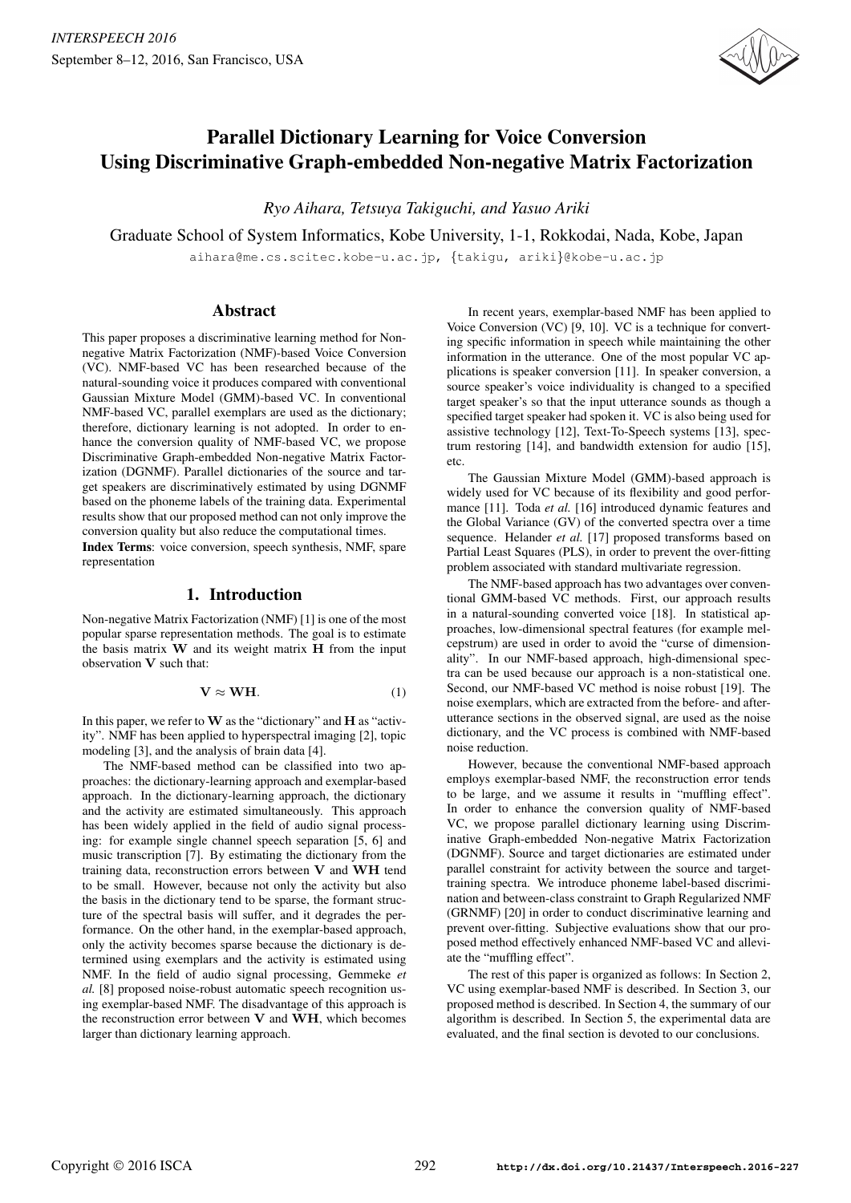# Parallel Dictionary Learning for Voice Conversion Using Discriminative Graph-embedded Non-negative Matrix Factorization

*Ryo Aihara, Tetsuya Takiguchi, and Yasuo Ariki*

Graduate School of System Informatics, Kobe University, 1-1, Rokkodai, Nada, Kobe, Japan

aihara@me.cs.scitec.kobe-u.ac.jp, {takigu, ariki}@kobe-u.ac.jp

## Abstract

This paper proposes a discriminative learning method for Non-negative Matrix Factorization (NMF)-based Voice Conversion (VC). NMF-based VC has been researched because of the natural-sounding voice it produces compared with conventional Gaussian Mixture Model (GMM)-based VC. In conventional NMF-based VC, parallel exemplars are used as the dictionary; therefore, dictionary learning is not adopted. In order to enhance the conversion quality of NMF-based VC, we propose Discriminative Graph-embedded Non-negative Matrix Factorization (DGNMF). Parallel dictionaries of the source and target speakers are discriminatively estimated by using DGNMF based on the phoneme labels of the training data. Experimental results show that our proposed method can not only improve the conversion quality but also reduce the computational times.

**Index Terms**: voice conversion, speech synthesis, NMF, spare representation

## 1. Introduction

Non-negative Matrix Factorization (NMF) [1] is one of the most popular sparse representation methods. The goal is to estimate the basis matrix $\mathbf{W}$ and its weight matrix $\mathbf{H}$ from the input observation $\mathbf{V}$ such that:

$$\mathbf{V} \approx \mathbf{W}\mathbf{H}. \tag{1}$$

In this paper, we refer to $\mathbf{W}$ as the "dictionary" and $\mathbf{H}$ as "activity". NMF has been applied to hyperspectral imaging [2], topic modeling [3], and the analysis of brain data [4].

The NMF-based method can be classified into two approaches: the dictionary-learning approach and exemplar-based approach. In the dictionary-learning approach, the dictionary and the activity are estimated simultaneously. This approach has been widely applied in the field of audio signal processing: for example single channel speech separation [5, 6] and music transcription [7]. By estimating the dictionary from the training data, reconstruction errors between $\mathbf{V}$ and $\mathbf{W}\mathbf{H}$ tend to be small. However, because not only the activity but also the basis in the dictionary tend to be sparse, the formant structure of the spectral basis will suffer, and it degrades the performance. On the other hand, in the exemplar-based approach, only the activity becomes sparse because the dictionary is determined using exemplars and the activity is estimated using NMF. In the field of audio signal processing, Gemmeke *et al.* [8] proposed noise-robust automatic speech recognition using exemplar-based NMF. The disadvantage of this approach is the reconstruction error between $\mathbf{V}$ and $\mathbf{W}\mathbf{H}$, which becomes larger than dictionary learning approach.

In recent years, exemplar-based NMF has been applied to Voice Conversion (VC) [9, 10]. VC is a technique for converting specific information in speech while maintaining the other information in the utterance. One of the most popular VC applications is speaker conversion [11]. In speaker conversion, a source speaker's voice individuality is changed to a specified target speaker's so that the input utterance sounds as though a specified target speaker had spoken it. VC is also being used for assistive technology [12], Text-To-Speech systems [13], spectrum restoring [14], and bandwidth extension for audio [15], etc.

The Gaussian Mixture Model (GMM)-based approach is widely used for VC because of its flexibility and good performance [11]. Toda *et al.* [16] introduced dynamic features and the Global Variance (GV) of the converted spectra over a time sequence. Helander *et al.* [17] proposed transforms based on Partial Least Squares (PLS), in order to prevent the over-fitting problem associated with standard multivariate regression.

The NMF-based approach has two advantages over conventional GMM-based VC methods. First, our approach results in a natural-sounding converted voice [18]. In statistical approaches, low-dimensional spectral features (for example mel-cepstrum) are used in order to avoid the "curse of dimensionality". In our NMF-based approach, high-dimensional spectra can be used because our approach is a non-statistical one. Second, our NMF-based VC method is noise robust [19]. The noise exemplars, which are extracted from the before- and after-utterance sections in the observed signal, are used as the noise dictionary, and the VC process is combined with NMF-based noise reduction.

However, because the conventional NMF-based approach employs exemplar-based NMF, the reconstruction error tends to be large, and we assume it results in "muffling effect". In order to enhance the conversion quality of NMF-based VC, we propose parallel dictionary learning using Discriminative Graph-embedded Non-negative Matrix Factorization (DGNMF). Source and target dictionaries are estimated under parallel constraint for activity between the source and target-training spectra. We introduce phoneme label-based discrimination and between-class constraint to Graph Regularized NMF (GRNMF) [20] in order to conduct discriminative learning and prevent over-fitting. Subjective evaluations show that our proposed method effectively enhanced NMF-based VC and alleviate the "muffling effect".

The rest of this paper is organized as follows: In Section 2, VC using exemplar-based NMF is described. In Section 3, our proposed method is described. In Section 4, the summary of our algorithm is described. In Section 5, the experimental data are evaluated, and the final section is devoted to our conclusions.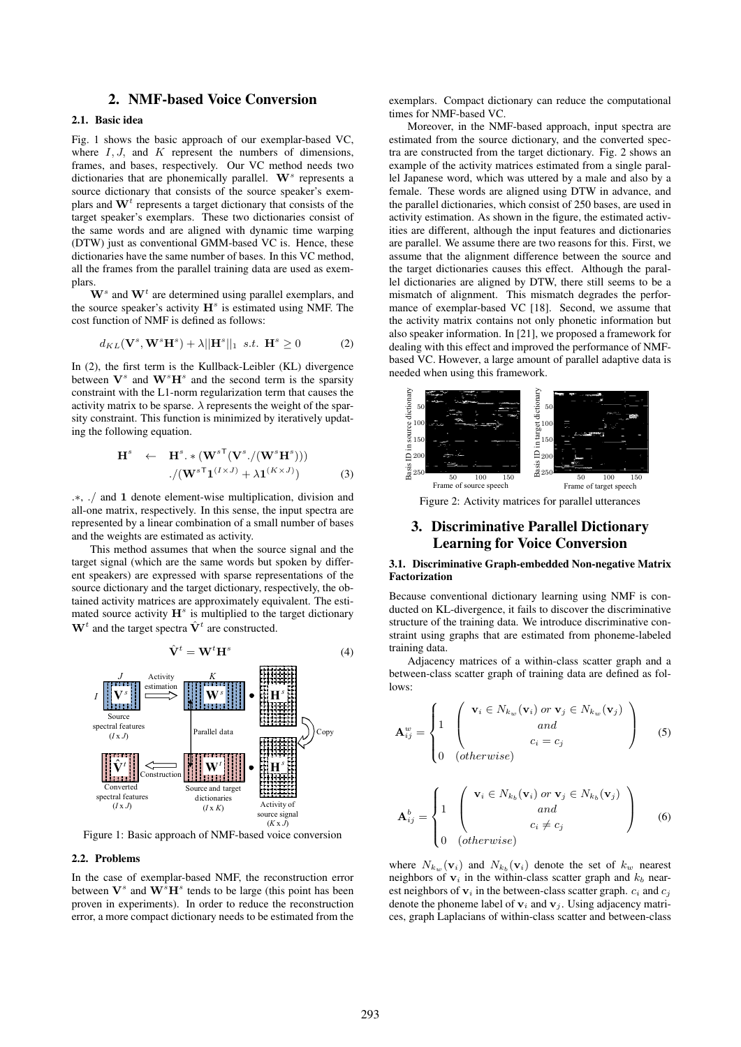## 2. NMF-based Voice Conversion

### 2.1. Basic idea

Fig. 1 shows the basic approach of our exemplar-based VC, where $I, J,$ and $K$ represent the numbers of dimensions, frames, and bases, respectively. Our VC method needs two dictionaries that are phonemically parallel. $\mathbf{W}^s$ represents a source dictionary that consists of the source speaker's exemplars and $\mathbf{W}^t$ represents a target dictionary that consists of the target speaker's exemplars. These two dictionaries consist of the same words and are aligned with dynamic time warping (DTW) just as conventional GMM-based VC is. Hence, these dictionaries have the same number of bases. In this VC method, all the frames from the parallel training data are used as exemplars.

$\mathbf{W}^s$ and $\mathbf{W}^t$ are determined using parallel exemplars, and the source speaker's activity $\mathbf{H}^s$ is estimated using NMF. The cost function of NMF is defined as follows:

$$d_{KL}(\mathbf{V}^s, \mathbf{W}^s\mathbf{H}^s) + \lambda||\mathbf{H}^s||_1 \;\; s.t. \;\; \mathbf{H}^s \geq 0 \tag{2}$$

In (2), the first term is the Kullback-Leibler (KL) divergence between $\mathbf{V}^s$ and $\mathbf{W}^s\mathbf{H}^s$ and the second term is the sparsity constraint with the L1-norm regularization term that causes the activity matrix to be sparse. $\lambda$ represents the weight of the sparsity constraint. This function is minimized by iteratively updating the following equation.

$$\begin{aligned} \mathbf{H}^s \;\; \leftarrow \;\; & \mathbf{H}^s .* (\mathbf{W}^{s\mathsf{T}}(\mathbf{V}^s ./(\mathbf{W}^s\mathbf{H}^s))) \\ & ./(\mathbf{W}^{s\mathsf{T}}\mathbf{1}^{(I\times J)} + \lambda\mathbf{1}^{(K\times J)}) \end{aligned} \tag{3}$$

$.*$, $./$ and $\mathbf{1}$ denote element-wise multiplication, division and all-one matrix, respectively. In this sense, the input spectra are represented by a linear combination of a small number of bases and the weights are estimated as activity.

This method assumes that when the source signal and the target signal (which are the same words but spoken by different speakers) are expressed with sparse representations of the source dictionary and the target dictionary, respectively, the obtained activity matrices are approximately equivalent. The estimated source activity $\mathbf{H}^s$ is multiplied to the target dictionary $\mathbf{W}^t$ and the target spectra $\hat{\mathbf{V}}^t$ are constructed.

$$\hat{\mathbf{V}}^t = \mathbf{W}^t\mathbf{H}^s \tag{4}$$

Figure 1: Basic approach of NMF-based voice conversion

### 2.2. Problems

In the case of exemplar-based NMF, the reconstruction error between $\mathbf{V}^s$ and $\mathbf{W}^s\mathbf{H}^s$ tends to be large (this point has been proven in experiments). In order to reduce the reconstruction error, a more compact dictionary needs to be estimated from the exemplars. Compact dictionary can reduce the computational times for NMF-based VC.

Moreover, in the NMF-based approach, input spectra are estimated from the source dictionary, and the converted spectra are constructed from the target dictionary. Fig. 2 shows an example of the activity matrices estimated from a single parallel Japanese word, which was uttered by a male and also by a female. These words are aligned using DTW in advance, and the parallel dictionaries, which consist of 250 bases, are used in activity estimation. As shown in the figure, the estimated activities are different, although the input features and dictionaries are parallel. We assume there are two reasons for this. First, we assume that the alignment difference between the source and the target dictionaries causes this effect. Although the parallel dictionaries are aligned by DTW, there still seems to be a mismatch of alignment. This mismatch degrades the performance of exemplar-based VC [18]. Second, we assume that the activity matrix contains not only phonetic information but also speaker information. In [21], we proposed a framework for dealing with this effect and improved the performance of NMF-based VC. However, a large amount of parallel adaptive data is needed when using this framework.

Figure 2: Activity matrices for parallel utterances

## 3. Discriminative Parallel Dictionary Learning for Voice Conversion

### 3.1. Discriminative Graph-embedded Non-negative Matrix Factorization

Because conventional dictionary learning using NMF is conducted on KL-divergence, it fails to discover the discriminative structure of the training data. We introduce discriminative constraint using graphs that are estimated from phoneme-labeled training data.

Adjacency matrices of a within-class scatter graph and a between-class scatter graph of training data are defined as follows:

$$\mathbf{A}^w_{ij} = \begin{cases} 1 & \begin{pmatrix} \mathbf{v}_i \in N_{k_w}(\mathbf{v}_i) \; or \; \mathbf{v}_j \in N_{k_w}(\mathbf{v}_j) \\ and \\ c_i = c_j \end{pmatrix} \\ 0 & (otherwise) \end{cases} \tag{5}$$

$$\mathbf{A}^b_{ij} = \begin{cases} 1 & \begin{pmatrix} \mathbf{v}_i \in N_{k_b}(\mathbf{v}_i) \; or \; \mathbf{v}_j \in N_{k_b}(\mathbf{v}_j) \\ and \\ c_i \neq c_j \end{pmatrix} \\ 0 & (otherwise) \end{cases} \tag{6}$$

where $N_{k_w}(\mathbf{v}_i)$ and $N_{k_b}(\mathbf{v}_i)$ denote the set of $k_w$ nearest neighbors of $\mathbf{v}_i$ in the within-class scatter graph and $k_b$ nearest neighbors of $\mathbf{v}_i$ in the between-class scatter graph. $c_i$ and $c_j$ denote the phoneme label of $\mathbf{v}_i$ and $\mathbf{v}_j$. Using adjacency matrices, graph Laplacians of within-class scatter and between-class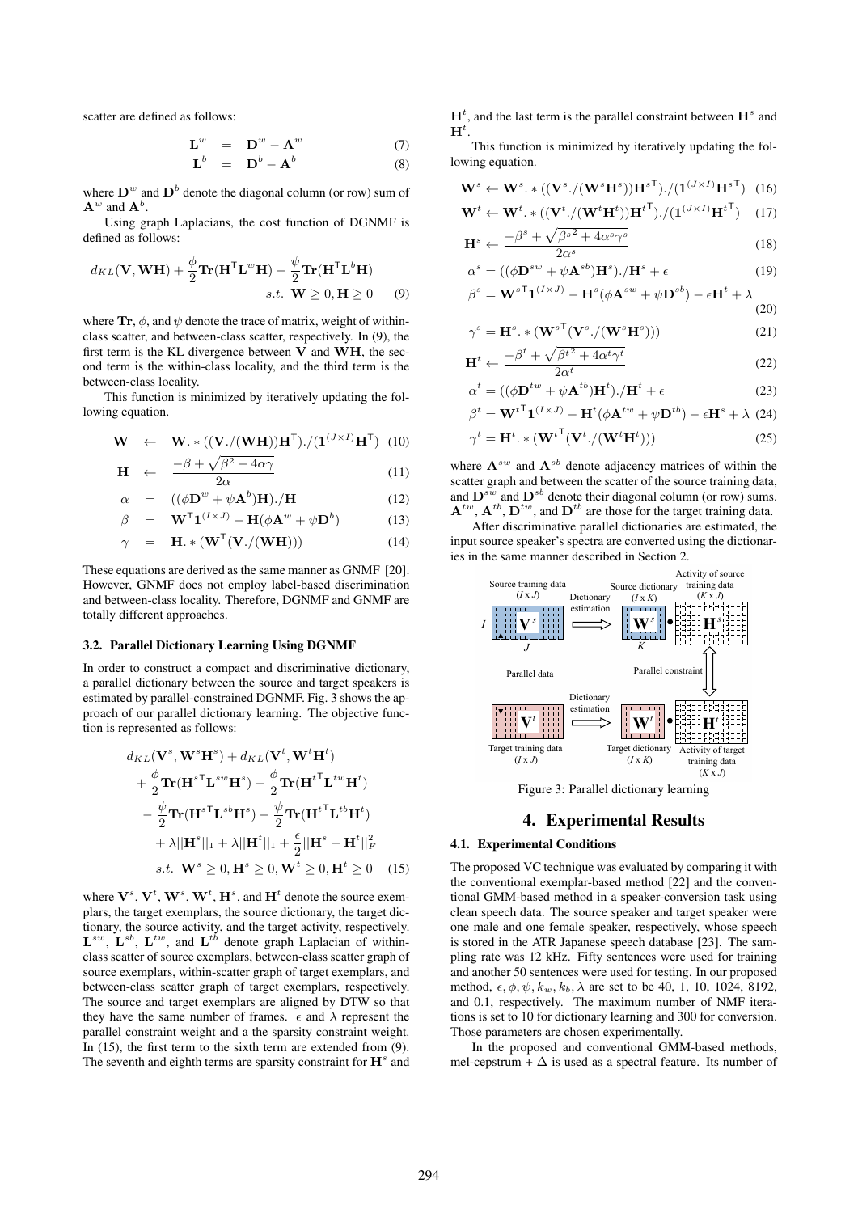scatter are defined as follows:

$$\mathbf{L}^w = \mathbf{D}^w - \mathbf{A}^w \quad (7)$$

$$\mathbf{L}^b = \mathbf{D}^b - \mathbf{A}^b \quad (8)$$

where $\mathbf{D}^w$ and $\mathbf{D}^b$ denote the diagonal column (or row) sum of $\mathbf{A}^w$ and $\mathbf{A}^b$.

Using graph Laplacians, the cost function of DGNMF is defined as follows:

$$d_{KL}(\mathbf{V}, \mathbf{WH}) + \frac{\phi}{2}\mathbf{Tr}(\mathbf{H}^\mathsf{T}\mathbf{L}^w\mathbf{H}) - \frac{\psi}{2}\mathbf{Tr}(\mathbf{H}^\mathsf{T}\mathbf{L}^b\mathbf{H}) \quad s.t.\ \mathbf{W} \geq 0, \mathbf{H} \geq 0 \quad (9)$$

where $\mathbf{Tr}$, $\phi$, and $\psi$ denote the trace of matrix, weight of within-class scatter, and between-class scatter, respectively. In (9), the first term is the KL divergence between $\mathbf{V}$ and $\mathbf{WH}$, the second term is the within-class locality, and the third term is the between-class locality.

This function is minimized by iteratively updating the following equation.

$$\mathbf{W} \leftarrow \mathbf{W}.*((\mathbf{V}./(\mathbf{WH}))\mathbf{H}^\mathsf{T})./(\mathbf{1}^{(J\times I)}\mathbf{H}^\mathsf{T}) \quad (10)$$

$$\mathbf{H} \leftarrow \frac{-\beta + \sqrt{\beta^2 + 4\alpha\gamma}}{2\alpha} \quad (11)$$

$$\alpha = ((\phi\mathbf{D}^w + \psi\mathbf{A}^b)\mathbf{H})./\mathbf{H} \quad (12)$$

$$\beta = \mathbf{W}^\mathsf{T}\mathbf{1}^{(I\times J)} - \mathbf{H}(\phi\mathbf{A}^w + \psi\mathbf{D}^b) \quad (13)$$

$$\gamma = \mathbf{H}.*(\mathbf{W}^\mathsf{T}(\mathbf{V}./(\mathbf{WH}))) \quad (14)$$

These equations are derived as the same manner as GNMF [20]. However, GNMF does not employ label-based discrimination and between-class locality. Therefore, DGNMF and GNMF are totally different approaches.

### 3.2. Parallel Dictionary Learning Using DGNMF

In order to construct a compact and discriminative dictionary, a parallel dictionary between the source and target speakers is estimated by parallel-constrained DGNMF. Fig. 3 shows the approach of our parallel dictionary learning. The objective function is represented as follows:

$$\begin{aligned}
& d_{KL}(\mathbf{V}^s, \mathbf{W}^s\mathbf{H}^s) + d_{KL}(\mathbf{V}^t, \mathbf{W}^t\mathbf{H}^t) \\
& + \frac{\phi}{2}\mathbf{Tr}(\mathbf{H}^{s\mathsf{T}}\mathbf{L}^{sw}\mathbf{H}^s) + \frac{\phi}{2}\mathbf{Tr}(\mathbf{H}^{t\mathsf{T}}\mathbf{L}^{tw}\mathbf{H}^t) \\
& - \frac{\psi}{2}\mathbf{Tr}(\mathbf{H}^{s\mathsf{T}}\mathbf{L}^{sb}\mathbf{H}^s) - \frac{\psi}{2}\mathbf{Tr}(\mathbf{H}^{t\mathsf{T}}\mathbf{L}^{tb}\mathbf{H}^t) \\
& + \lambda||\mathbf{H}^s||_1 + \lambda||\mathbf{H}^t||_1 + \frac{\epsilon}{2}||\mathbf{H}^s - \mathbf{H}^t||_F^2 \\
& s.t.\ \mathbf{W}^s \geq 0, \mathbf{H}^s \geq 0, \mathbf{W}^t \geq 0, \mathbf{H}^t \geq 0
\end{aligned} \quad (15)$$

where $\mathbf{V}^s$, $\mathbf{V}^t$, $\mathbf{W}^s$, $\mathbf{W}^t$, $\mathbf{H}^s$, and $\mathbf{H}^t$ denote the source exemplars, the target exemplars, the source dictionary, the target dictionary, the source activity, and the target activity, respectively. $\mathbf{L}^{sw}$, $\mathbf{L}^{sb}$, $\mathbf{L}^{tw}$, and $\mathbf{L}^{tb}$ denote graph Laplacian of within-class scatter of source exemplars, between-class scatter graph of source exemplars, within-scatter graph of target exemplars, and between-class scatter graph of target exemplars, respectively. The source and target exemplars are aligned by DTW so that they have the same number of frames. $\epsilon$ and $\lambda$ represent the parallel constraint weight and a the sparsity constraint weight. In (15), the first term to the sixth term are extended from (9). The seventh and eighth terms are sparsity constraint for $\mathbf{H}^s$ and $\mathbf{H}^t$, and the last term is the parallel constraint between $\mathbf{H}^s$ and $\mathbf{H}^t$.

This function is minimized by iteratively updating the following equation.

$$\mathbf{W}^s \leftarrow \mathbf{W}^s.*((\mathbf{V}^s./(\mathbf{W}^s\mathbf{H}^s))\mathbf{H}^{s\mathsf{T}})./(\mathbf{1}^{(J\times I)}\mathbf{H}^{s\mathsf{T}}) \quad (16)$$

$$\mathbf{W}^t \leftarrow \mathbf{W}^t.*((\mathbf{V}^t./(\mathbf{W}^t\mathbf{H}^t))\mathbf{H}^{t\mathsf{T}})./(\mathbf{1}^{(J\times I)}\mathbf{H}^{t\mathsf{T}}) \quad (17)$$

$$\mathbf{H}^s \leftarrow \frac{-\beta^s + \sqrt{{\beta^s}^2 + 4\alpha^s\gamma^s}}{2\alpha^s} \quad (18)$$

$$\alpha^s = ((\phi\mathbf{D}^{sw} + \psi\mathbf{A}^{sb})\mathbf{H}^s)./\mathbf{H}^s + \epsilon \quad (19)$$

$$\beta^s = \mathbf{W}^{s\mathsf{T}}\mathbf{1}^{(I\times J)} - \mathbf{H}^s(\phi\mathbf{A}^{sw} + \psi\mathbf{D}^{sb}) - \epsilon\mathbf{H}^t + \lambda \quad (20)$$

$$\gamma^s = \mathbf{H}^s.*(\mathbf{W}^{s\mathsf{T}}(\mathbf{V}^s./(\mathbf{W}^s\mathbf{H}^s))) \quad (21)$$

$$\mathbf{H}^t \leftarrow \frac{-\beta^t + \sqrt{{\beta^t}^2 + 4\alpha^t\gamma^t}}{2\alpha^t} \quad (22)$$

$$\alpha^t = ((\phi\mathbf{D}^{tw} + \psi\mathbf{A}^{tb})\mathbf{H}^t)./\mathbf{H}^t + \epsilon \quad (23)$$

$$\beta^t = \mathbf{W}^{t\mathsf{T}}\mathbf{1}^{(I\times J)} - \mathbf{H}^t(\phi\mathbf{A}^{tw} + \psi\mathbf{D}^{tb}) - \epsilon\mathbf{H}^s + \lambda \quad (24)$$

$$\gamma^t = \mathbf{H}^t.*(\mathbf{W}^{t\mathsf{T}}(\mathbf{V}^t./(\mathbf{W}^t\mathbf{H}^t))) \quad (25)$$

where $\mathbf{A}^{sw}$ and $\mathbf{A}^{sb}$ denote adjacency matrices of within the scatter graph and between the scatter of the source training data, and $\mathbf{D}^{sw}$ and $\mathbf{D}^{sb}$ denote their diagonal column (or row) sums. $\mathbf{A}^{tw}$, $\mathbf{A}^{tb}$, $\mathbf{D}^{tw}$, and $\mathbf{D}^{tb}$ are those for the target training data.

After discriminative parallel dictionaries are estimated, the input source speaker's spectra are converted using the dictionaries in the same manner described in Section 2.

Figure 3: Parallel dictionary learning

## 4. Experimental Results

### 4.1. Experimental Conditions

The proposed VC technique was evaluated by comparing it with the conventional exemplar-based method [22] and the conventional GMM-based method in a speaker-conversion task using clean speech data. The source speaker and target speaker were one male and one female speaker, respectively, whose speech is stored in the ATR Japanese speech database [23]. The sampling rate was 12 kHz. Fifty sentences were used for training and another 50 sentences were used for testing. In our proposed method, $\epsilon, \phi, \psi, k_w, k_b, \lambda$ are set to be 40, 1, 10, 1024, 8192, and 0.1, respectively. The maximum number of NMF iterations is set to 10 for dictionary learning and 300 for conversion. Those parameters are chosen experimentally.

In the proposed and conventional GMM-based methods, mel-cepstrum + $\Delta$ is used as a spectral feature. Its number of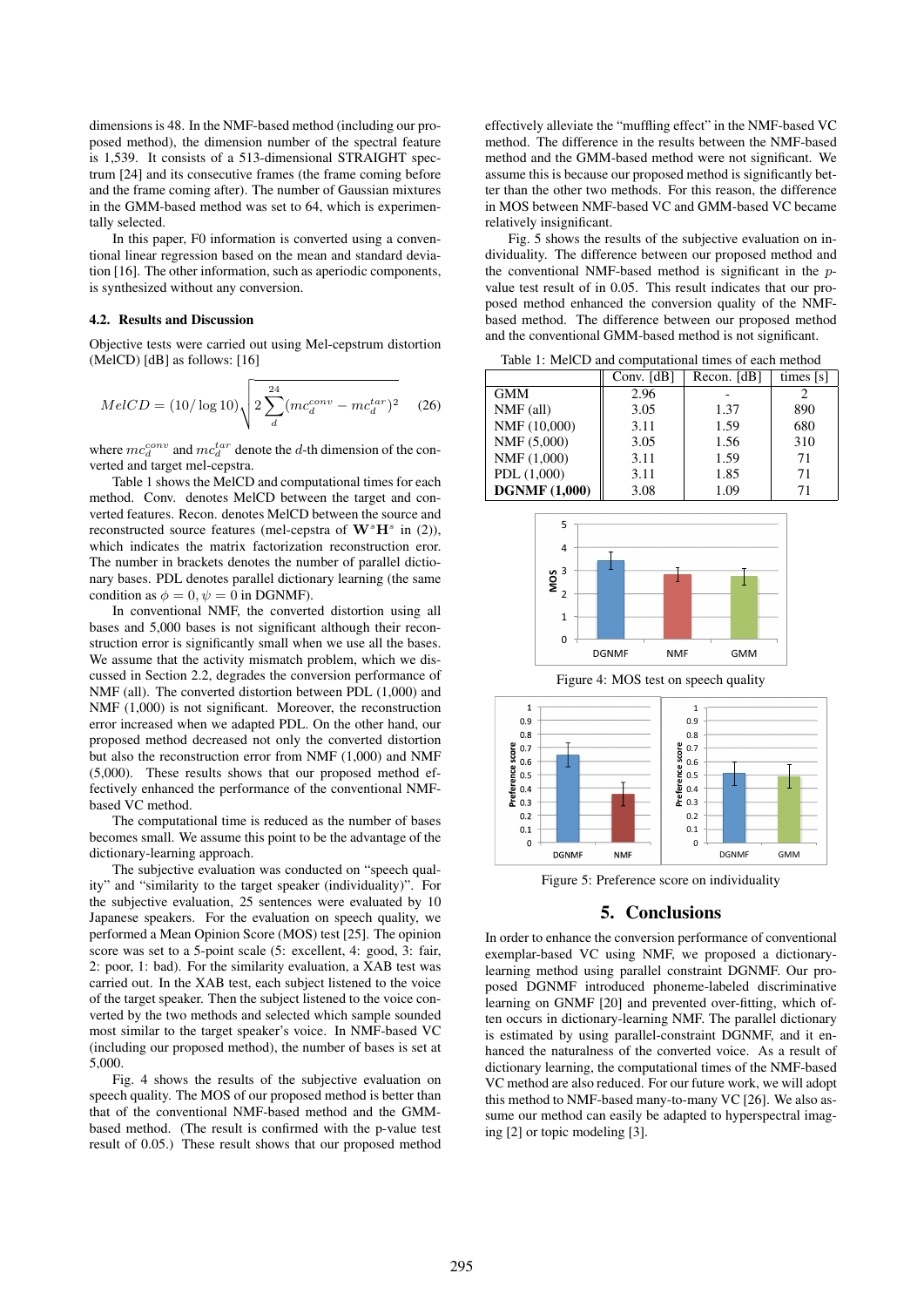dimensions is 48. In the NMF-based method (including our proposed method), the dimension number of the spectral feature is 1,539. It consists of a 513-dimensional STRAIGHT spectrum [24] and its consecutive frames (the frame coming before and the frame coming after). The number of Gaussian mixtures in the GMM-based method was set to 64, which is experimentally selected.

In this paper, F0 information is converted using a conventional linear regression based on the mean and standard deviation [16]. The other information, such as aperiodic components, is synthesized without any conversion.

### 4.2. Results and Discussion

Objective tests were carried out using Mel-cepstrum distortion (MelCD) [dB] as follows: [16]

$$MelCD = (10/\log 10)\sqrt{2\sum_{d}^{24}(mc_d^{conv} - mc_d^{tar})^2} \quad (26)$$

where $mc_d^{conv}$ and $mc_d^{tar}$ denote the $d$-th dimension of the converted and target mel-cepstra.

Table 1 shows the MelCD and computational times for each method. Conv. denotes MelCD between the target and converted features. Recon. denotes MelCD between the source and reconstructed source features (mel-cepstra of $\mathbf{W}^s\mathbf{H}^s$ in (2)), which indicates the matrix factorization reconstruction eror. The number in brackets denotes the number of parallel dictionary bases. PDL denotes parallel dictionary learning (the same condition as $\phi = 0, \psi = 0$ in DGNMF).

In conventional NMF, the converted distortion using all bases and 5,000 bases is not significant although their reconstruction error is significantly small when we use all the bases. We assume that the activity mismatch problem, which we discussed in Section 2.2, degrades the conversion performance of NMF (all). The converted distortion between PDL (1,000) and NMF (1,000) is not significant. Moreover, the reconstruction error increased when we adapted PDL. On the other hand, our proposed method decreased not only the converted distortion but also the reconstruction error from NMF (1,000) and NMF (5,000). These results shows that our proposed method effectively enhanced the performance of the conventional NMF-based VC method.

The computational time is reduced as the number of bases becomes small. We assume this point to be the advantage of the dictionary-learning approach.

The subjective evaluation was conducted on "speech quality" and "similarity to the target speaker (individuality)". For the subjective evaluation, 25 sentences were evaluated by 10 Japanese speakers. For the evaluation on speech quality, we performed a Mean Opinion Score (MOS) test [25]. The opinion score was set to a 5-point scale (5: excellent, 4: good, 3: fair, 2: poor, 1: bad). For the similarity evaluation, a XAB test was carried out. In the XAB test, each subject listened to the voice of the target speaker. Then the subject listened to the voice converted by the two methods and selected which sample sounded most similar to the target speaker's voice. In NMF-based VC (including our proposed method), the number of bases is set at 5,000.

Fig. 4 shows the results of the subjective evaluation on speech quality. The MOS of our proposed method is better than that of the conventional NMF-based method and the GMM-based method. (The result is confirmed with the p-value test result of 0.05.) These result shows that our proposed method effectively alleviate the "muffling effect" in the NMF-based VC method. The difference in the results between the NMF-based method and the GMM-based method were not significant. We assume this is because our proposed method is significantly better than the other two methods. For this reason, the difference in MOS between NMF-based VC and GMM-based VC became relatively insignificant.

Fig. 5 shows the results of the subjective evaluation on individuality. The difference between our proposed method and the conventional NMF-based method is significant in the $p$-value test result of in 0.05. This result indicates that our proposed method enhanced the conversion quality of the NMF-based method. The difference between our proposed method and the conventional GMM-based method is not significant.

Table 1: MelCD and computational times of each method

| | Conv. [dB] | Recon. [dB] | times [s] |
|---|---|---|---|
| GMM | 2.96 | - | 2 |
| NMF (all) | 3.05 | 1.37 | 890 |
| NMF (10,000) | 3.11 | 1.59 | 680 |
| NMF (5,000) | 3.05 | 1.56 | 310 |
| NMF (1,000) | 3.11 | 1.59 | 71 |
| PDL (1,000) | 3.11 | 1.85 | 71 |
| **DGNMF (1,000)** | 3.08 | 1.09 | 71 |

Figure 4: MOS test on speech quality

Figure 5: Preference score on individuality

## 5. Conclusions

In order to enhance the conversion performance of conventional exemplar-based VC using NMF, we proposed a dictionary-learning method using parallel constraint DGNMF. Our proposed DGNMF introduced phoneme-labeled discriminative learning on GNMF [20] and prevented over-fitting, which often occurs in dictionary-learning NMF. The parallel dictionary is estimated by using parallel-constraint DGNMF, and it enhanced the naturalness of the converted voice. As a result of dictionary learning, the computational times of the NMF-based VC method are also reduced. For our future work, we will adopt this method to NMF-based many-to-many VC [26]. We also assume our method can easily be adapted to hyperspectral imaging [2] or topic modeling [3].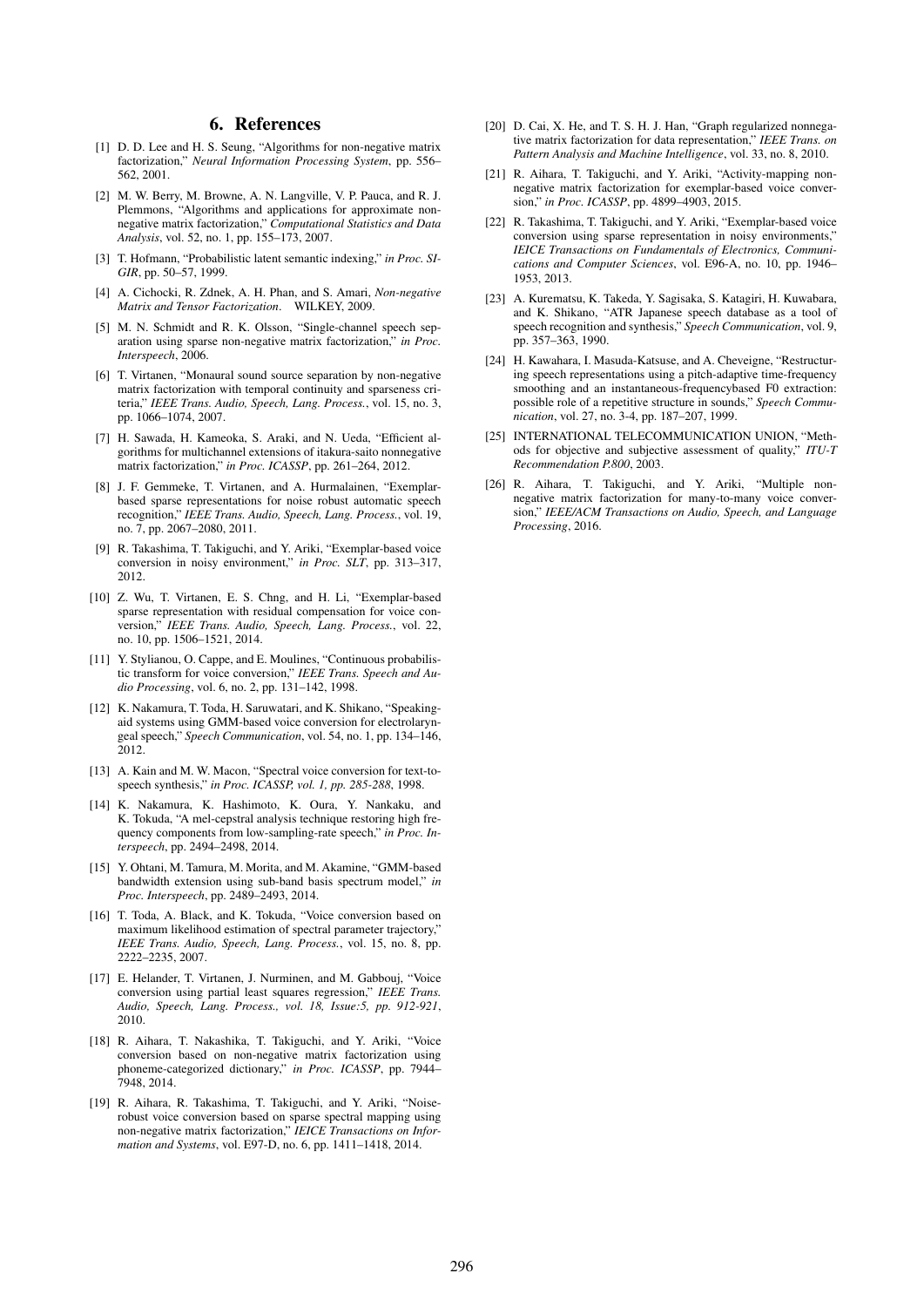## 6. References

[1] D. D. Lee and H. S. Seung, "Algorithms for non-negative matrix factorization," *Neural Information Processing System*, pp. 556–562, 2001.

[2] M. W. Berry, M. Browne, A. N. Langville, V. P. Pauca, and R. J. Plemmons, "Algorithms and applications for approximate non-negative matrix factorization," *Computational Statistics and Data Analysis*, vol. 52, no. 1, pp. 155–173, 2007.

[3] T. Hofmann, "Probabilistic latent semantic indexing," *in Proc. SIGIR*, pp. 50–57, 1999.

[4] A. Cichocki, R. Zdnek, A. H. Phan, and S. Amari, *Non-negative Matrix and Tensor Factorization*. WILKEY, 2009.

[5] M. N. Schmidt and R. K. Olsson, "Single-channel speech separation using sparse non-negative matrix factorization," *in Proc. Interspeech*, 2006.

[6] T. Virtanen, "Monaural sound source separation by non-negative matrix factorization with temporal continuity and sparseness criteria," *IEEE Trans. Audio, Speech, Lang. Process.*, vol. 15, no. 3, pp. 1066–1074, 2007.

[7] H. Sawada, H. Kameoka, S. Araki, and N. Ueda, "Efficient algorithms for multichannel extensions of itakura-saito nonnegative matrix factorization," *in Proc. ICASSP*, pp. 261–264, 2012.

[8] J. F. Gemmeke, T. Virtanen, and A. Hurmalainen, "Exemplar-based sparse representations for noise robust automatic speech recognition," *IEEE Trans. Audio, Speech, Lang. Process.*, vol. 19, no. 7, pp. 2067–2080, 2011.

[9] R. Takashima, T. Takiguchi, and Y. Ariki, "Exemplar-based voice conversion in noisy environment," *in Proc. SLT*, pp. 313–317, 2012.

[10] Z. Wu, T. Virtanen, E. S. Chng, and H. Li, "Exemplar-based sparse representation with residual compensation for voice conversion," *IEEE Trans. Audio, Speech, Lang. Process.*, vol. 22, no. 10, pp. 1506–1521, 2014.

[11] Y. Stylianou, O. Cappe, and E. Moulines, "Continuous probabilistic transform for voice conversion," *IEEE Trans. Speech and Audio Processing*, vol. 6, no. 2, pp. 131–142, 1998.

[12] K. Nakamura, T. Toda, H. Saruwatari, and K. Shikano, "Speaking-aid systems using GMM-based voice conversion for electrolaryngeal speech," *Speech Communication*, vol. 54, no. 1, pp. 134–146, 2012.

[13] A. Kain and M. W. Macon, "Spectral voice conversion for text-to-speech synthesis," *in Proc. ICASSP, vol. 1, pp. 285-288*, 1998.

[14] K. Nakamura, K. Hashimoto, K. Oura, Y. Nankaku, and K. Tokuda, "A mel-cepstral analysis technique restoring high frequency components from low-sampling-rate speech," *in Proc. Interspeech*, pp. 2494–2498, 2014.

[15] Y. Ohtani, M. Tamura, M. Morita, and M. Akamine, "GMM-based bandwidth extension using sub-band basis spectrum model," *in Proc. Interspeech*, pp. 2489–2493, 2014.

[16] T. Toda, A. Black, and K. Tokuda, "Voice conversion based on maximum likelihood estimation of spectral parameter trajectory," *IEEE Trans. Audio, Speech, Lang. Process.*, vol. 15, no. 8, pp. 2222–2235, 2007.

[17] E. Helander, T. Virtanen, J. Nurminen, and M. Gabbouj, "Voice conversion using partial least squares regression," *IEEE Trans. Audio, Speech, Lang. Process., vol. 18, Issue:5, pp. 912-921*, 2010.

[18] R. Aihara, T. Nakashika, T. Takiguchi, and Y. Ariki, "Voice conversion based on non-negative matrix factorization using phoneme-categorized dictionary," *in Proc. ICASSP*, pp. 7944–7948, 2014.

[19] R. Aihara, R. Takashima, T. Takiguchi, and Y. Ariki, "Noise-robust voice conversion based on sparse spectral mapping using non-negative matrix factorization," *IEICE Transactions on Information and Systems*, vol. E97-D, no. 6, pp. 1411–1418, 2014.

[20] D. Cai, X. He, and T. S. H. J. Han, "Graph regularized nonnegative matrix factorization for data representation," *IEEE Trans. on Pattern Analysis and Machine Intelligence*, vol. 33, no. 8, 2010.

[21] R. Aihara, T. Takiguchi, and Y. Ariki, "Activity-mapping non-negative matrix factorization for exemplar-based voice conversion," *in Proc. ICASSP*, pp. 4899–4903, 2015.

[22] R. Takashima, T. Takiguchi, and Y. Ariki, "Exemplar-based voice conversion using sparse representation in noisy environments," *IEICE Transactions on Fundamentals of Electronics, Communications and Computer Sciences*, vol. E96-A, no. 10, pp. 1946–1953, 2013.

[23] A. Kurematsu, K. Takeda, Y. Sagisaka, S. Katagiri, H. Kuwabara, and K. Shikano, "ATR Japanese speech database as a tool of speech recognition and synthesis," *Speech Communication*, vol. 9, pp. 357–363, 1990.

[24] H. Kawahara, I. Masuda-Katsuse, and A. Cheveigne, "Restructuring speech representations using a pitch-adaptive time-frequency smoothing and an instantaneous-frequencybased F0 extraction: possible role of a repetitive structure in sounds," *Speech Communication*, vol. 27, no. 3-4, pp. 187–207, 1999.

[25] INTERNATIONAL TELECOMMUNICATION UNION, "Methods for objective and subjective assessment of quality," *ITU-T Recommendation P.800*, 2003.

[26] R. Aihara, T. Takiguchi, and Y. Ariki, "Multiple non-negative matrix factorization for many-to-many voice conversion," *IEEE/ACM Transactions on Audio, Speech, and Language Processing*, 2016.